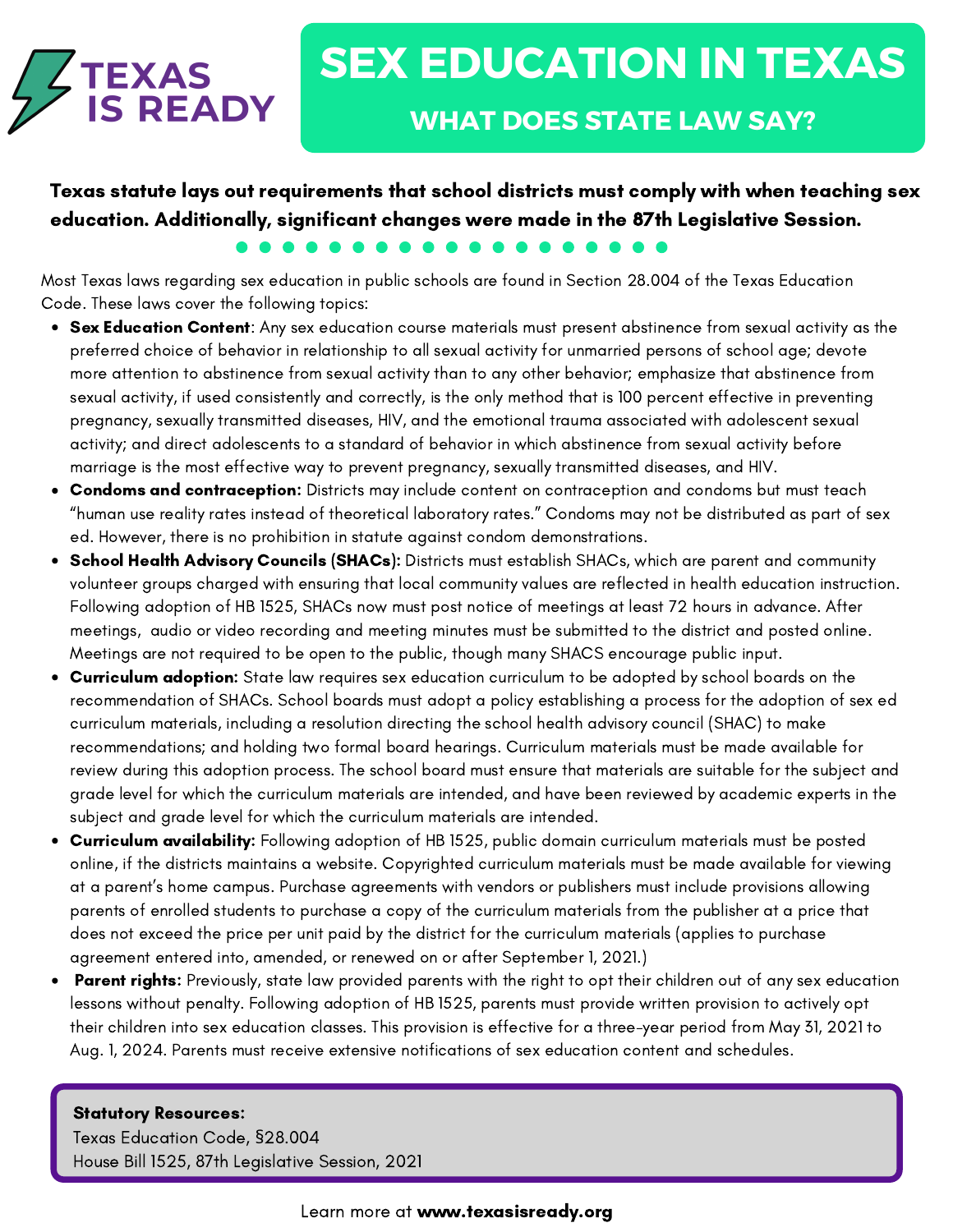TEXAS IS READY

# SEX EDUCATION IN TEXAS

## WHAT DOES STATE LAW SAY?

**Texas statute lays out requirements that school districts must comply with when teaching sex education. Additionally, significant changes were made in the 87th Legislative Session.**

Most Texas laws regarding sex education in public schools are found in Section 28.004 of the Texas Education Code. These laws cover the following topics:

- **Sex Education Content**: Any sex education course materials must present abstinence from sexual activity as the preferred choice of behavior in relationship to all sexual activity for unmarried persons of school age; devote more attention to abstinence from sexual activity than to any other behavior; emphasize that abstinence from sexual activity, if used consistently and correctly, is the only method that is 100 percent effective in preventing pregnancy, sexually transmitted diseases, HIV, and the emotional trauma associated with adolescent sexual activity; and direct adolescents to a standard of behavior in which abstinence from sexual activity before marriage is the most effective way to prevent pregnancy, sexually transmitted diseases, and HIV.
- **Condoms and contraception:** Districts may include content on contraception and condoms but must teach "human use reality rates instead of theoretical laboratory rates." Condoms may not be distributed as part of sex ed. However, there is no prohibition in statute against condom demonstrations.
- **School Health Advisory Councils (SHACs):** Districts must establish SHACs, which are parent and community volunteer groups charged with ensuring that local community values are reflected in health education instruction. Following adoption of HB 1525, SHACs now must post notice of meetings at least 72 hours in advance. After meetings, audio or video recording and meeting minutes must be submitted to the district and posted online. Meetings are not required to be open to the public, though many SHACS encourage public input.
- **Curriculum adoption:** State law requires sex education curriculum to be adopted by school boards on the recommendation of SHACs. School boards must adopt a policy establishing a process for the adoption of sex ed curriculum materials, including a resolution directing the school health advisory council (SHAC) to make recommendations; and holding two formal board hearings. Curriculum materials must be made available for review during this adoption process. The school board must ensure that materials are suitable for the subject and grade level for which the curriculum materials are intended, and have been reviewed by academic experts in the subject and grade level for which the curriculum materials are intended.
- **Curriculum availability:** Following adoption of HB 1525, public domain curriculum materials must be posted online, if the districts maintains a website. Copyrighted curriculum materials must be made available for viewing at a parent's home campus. Purchase agreements with vendors or publishers must include provisions allowing parents of enrolled students to purchase a copy of the curriculum materials from the publisher at a price that does not exceed the price per unit paid by the district for the curriculum materials (applies to purchase agreement entered into, amended, or renewed on or after September 1, 2021.)
- **Parent rights:** Previously, state law provided parents with the right to opt their children out of any sex education lessons without penalty. Following adoption of HB 1525, parents must provide written provision to actively opt their children into sex education classes. This provision is effective for a three-year period from May 31, 2021 to Aug. 1, 2024. Parents must receive extensive notifications of sex education content and schedules.

**Statutory Resources:**
Texas Education Code, §28.004
House Bill 1525, 87th Legislative Session, 2021

Learn more at **www.texasisready.org**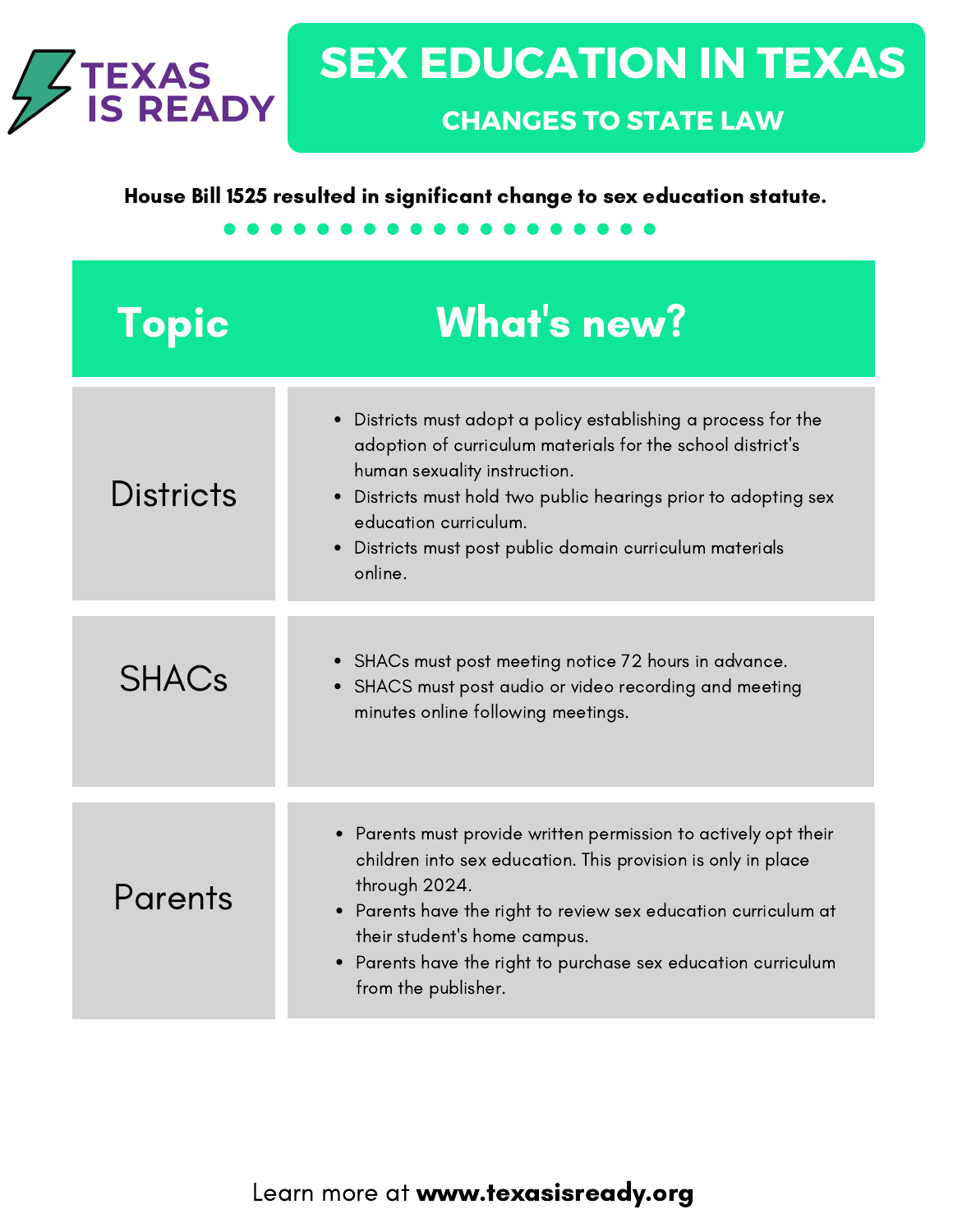TEXAS IS READY

# SEX EDUCATION IN TEXAS

## CHANGES TO STATE LAW

**House Bill 1525 resulted in significant change to sex education statute.**

| Topic | What's new? |
|---|---|
| Districts | • Districts must adopt a policy establishing a process for the adoption of curriculum materials for the school district's human sexuality instruction.<br>• Districts must hold two public hearings prior to adopting sex education curriculum.<br>• Districts must post public domain curriculum materials online. |
| SHACs | • SHACs must post meeting notice 72 hours in advance.<br>• SHACS must post audio or video recording and meeting minutes online following meetings. |
| Parents | • Parents must provide written permission to actively opt their children into sex education. This provision is only in place through 2024.<br>• Parents have the right to review sex education curriculum at their student's home campus.<br>• Parents have the right to purchase sex education curriculum from the publisher. |

Learn more at **www.texasisready.org**